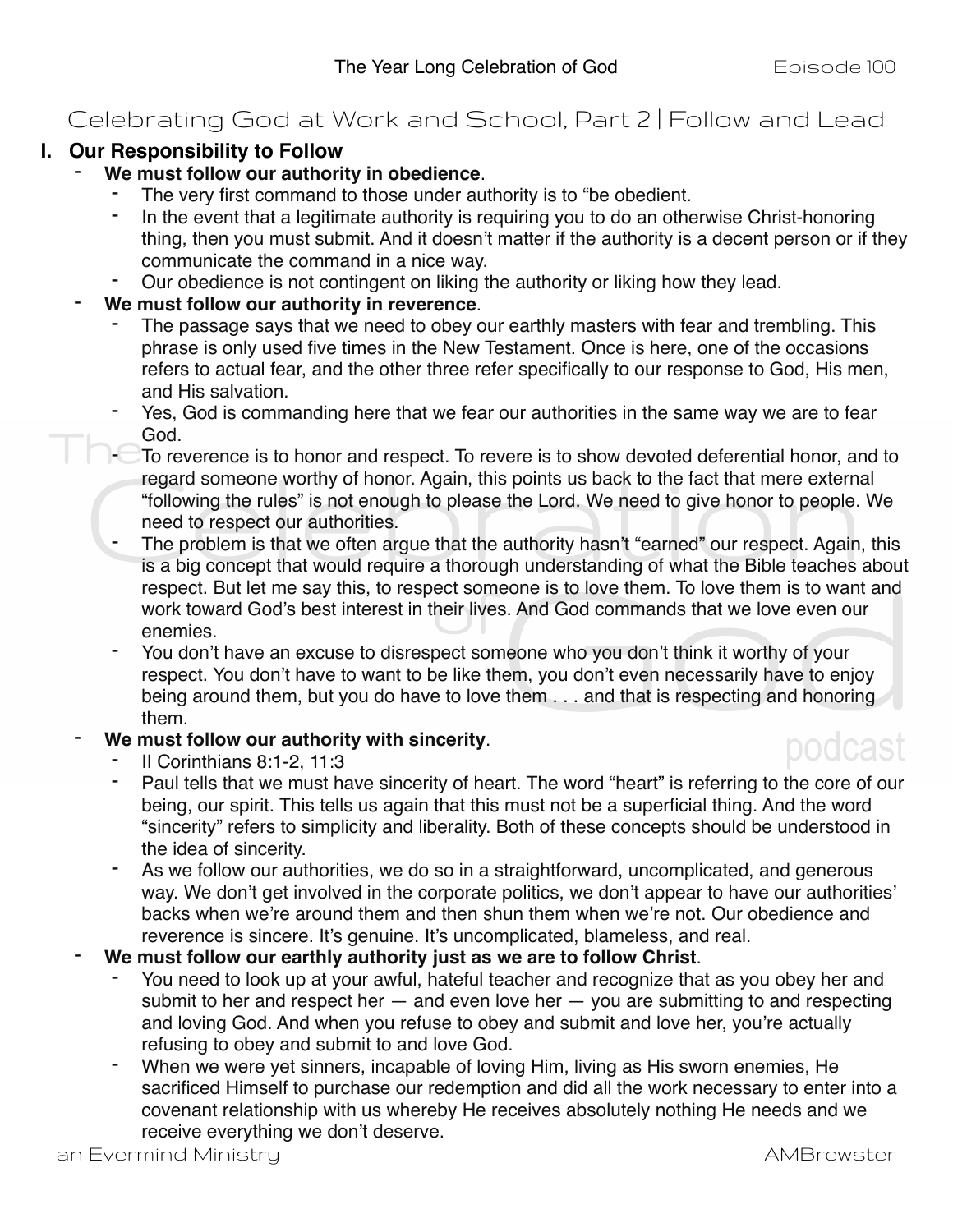# Celebrating God at Work and School, Part 2 | Follow and Lead

## I. Our Responsibility to Follow

- **We must follow our authority in obedience**.
  - The very first command to those under authority is to "be obedient.
  - In the event that a legitimate authority is requiring you to do an otherwise Christ-honoring thing, then you must submit. And it doesn't matter if the authority is a decent person or if they communicate the command in a nice way.
  - Our obedience is not contingent on liking the authority or liking how they lead.
- **We must follow our authority in reverence**.
  - The passage says that we need to obey our earthly masters with fear and trembling. This phrase is only used five times in the New Testament. Once is here, one of the occasions refers to actual fear, and the other three refer specifically to our response to God, His men, and His salvation.
  - Yes, God is commanding here that we fear our authorities in the same way we are to fear God.
  - To reverence is to honor and respect. To revere is to show devoted deferential honor, and to regard someone worthy of honor. Again, this points us back to the fact that mere external "following the rules" is not enough to please the Lord. We need to give honor to people. We need to respect our authorities.
  - The problem is that we often argue that the authority hasn't "earned" our respect. Again, this is a big concept that would require a thorough understanding of what the Bible teaches about respect. But let me say this, to respect someone is to love them. To love them is to want and work toward God's best interest in their lives. And God commands that we love even our enemies.
  - You don't have an excuse to disrespect someone who you don't think it worthy of your respect. You don't have to want to be like them, you don't even necessarily have to enjoy being around them, but you do have to love them . . . and that is respecting and honoring them.
- **We must follow our authority with sincerity**.
  - II Corinthians 8:1-2, 11:3
  - Paul tells that we must have sincerity of heart. The word "heart" is referring to the core of our being, our spirit. This tells us again that this must not be a superficial thing. And the word "sincerity" refers to simplicity and liberality. Both of these concepts should be understood in the idea of sincerity.
  - As we follow our authorities, we do so in a straightforward, uncomplicated, and generous way. We don't get involved in the corporate politics, we don't appear to have our authorities' backs when we're around them and then shun them when we're not. Our obedience and reverence is sincere. It's genuine. It's uncomplicated, blameless, and real.
- **We must follow our earthly authority just as we are to follow Christ**.
  - You need to look up at your awful, hateful teacher and recognize that as you obey her and submit to her and respect her — and even love her — you are submitting to and respecting and loving God. And when you refuse to obey and submit and love her, you're actually refusing to obey and submit to and love God.
  - When we were yet sinners, incapable of loving Him, living as His sworn enemies, He sacrificed Himself to purchase our redemption and did all the work necessary to enter into a covenant relationship with us whereby He receives absolutely nothing He needs and we receive everything we don't deserve.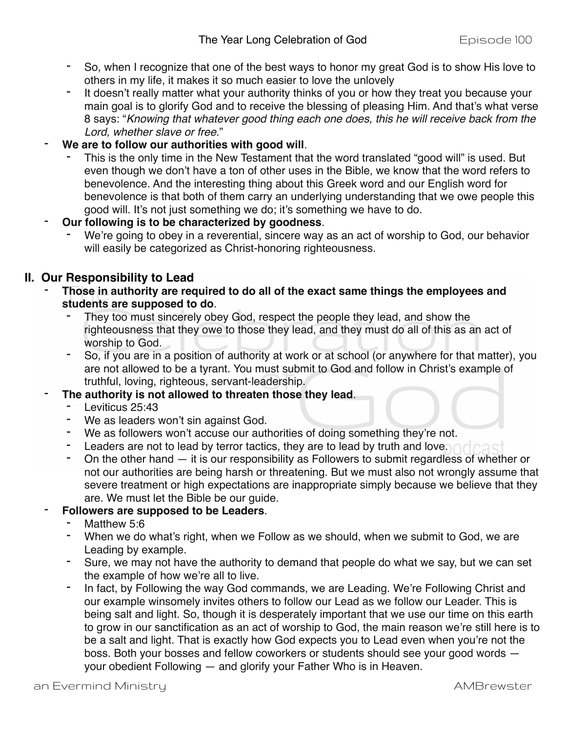- So, when I recognize that one of the best ways to honor my great God is to show His love to others in my life, it makes it so much easier to love the unlovely
- It doesn't really matter what your authority thinks of you or how they treat you because your main goal is to glorify God and to receive the blessing of pleasing Him. And that's what verse 8 says: "*Knowing that whatever good thing each one does, this he will receive back from the Lord, whether slave or free*."

- **We are to follow our authorities with good will**.
  - This is the only time in the New Testament that the word translated "good will" is used. But even though we don't have a ton of other uses in the Bible, we know that the word refers to benevolence. And the interesting thing about this Greek word and our English word for benevolence is that both of them carry an underlying understanding that we owe people this good will. It's not just something we do; it's something we have to do.
- **Our following is to be characterized by goodness**.
  - We're going to obey in a reverential, sincere way as an act of worship to God, our behavior will easily be categorized as Christ-honoring righteousness.

## II. Our Responsibility to Lead

- **Those in authority are required to do all of the exact same things the employees and students are supposed to do**.
  - They too must sincerely obey God, respect the people they lead, and show the righteousness that they owe to those they lead, and they must do all of this as an act of worship to God.
  - So, if you are in a position of authority at work or at school (or anywhere for that matter), you are not allowed to be a tyrant. You must submit to God and follow in Christ's example of truthful, loving, righteous, servant-leadership.
- **The authority is not allowed to threaten those they lead**.
  - Leviticus 25:43
  - We as leaders won't sin against God.
  - We as followers won't accuse our authorities of doing something they're not.
  - Leaders are not to lead by terror tactics, they are to lead by truth and love.
  - On the other hand — it is our responsibility as Followers to submit regardless of whether or not our authorities are being harsh or threatening. But we must also not wrongly assume that severe treatment or high expectations are inappropriate simply because we believe that they are. We must let the Bible be our guide.
- **Followers are supposed to be Leaders**.
  - Matthew 5:6
  - When we do what's right, when we Follow as we should, when we submit to God, we are Leading by example.
  - Sure, we may not have the authority to demand that people do what we say, but we can set the example of how we're all to live.
  - In fact, by Following the way God commands, we are Leading. We're Following Christ and our example winsomely invites others to follow our Lead as we follow our Leader. This is being salt and light. So, though it is desperately important that we use our time on this earth to grow in our sanctification as an act of worship to God, the main reason we're still here is to be a salt and light. That is exactly how God expects you to Lead even when you're not the boss. Both your bosses and fellow coworkers or students should see your good words — your obedient Following — and glorify your Father Who is in Heaven.